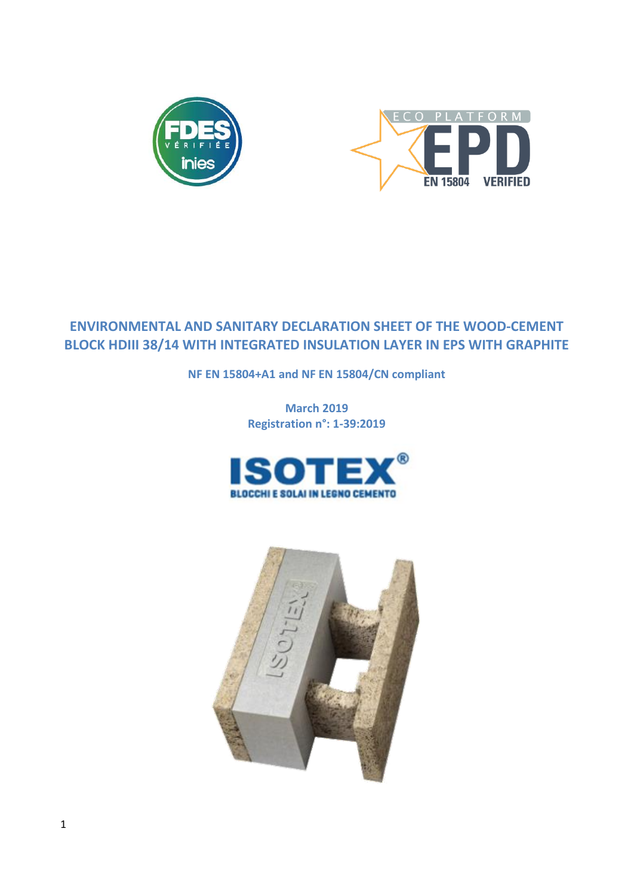# ENVIRONMENTAL AND SANITARY DECLARATION SHEET OF THE WOOD-CEMENT BLOCK HDIII 38/14 WITH INTEGRATED INSULATION LAYER IN EPS WITH GRAPHITE

**NF EN 15804+A1 and NF EN 15804/CN compliant**

**March 2019**

**Registration n°: 1-39:2019**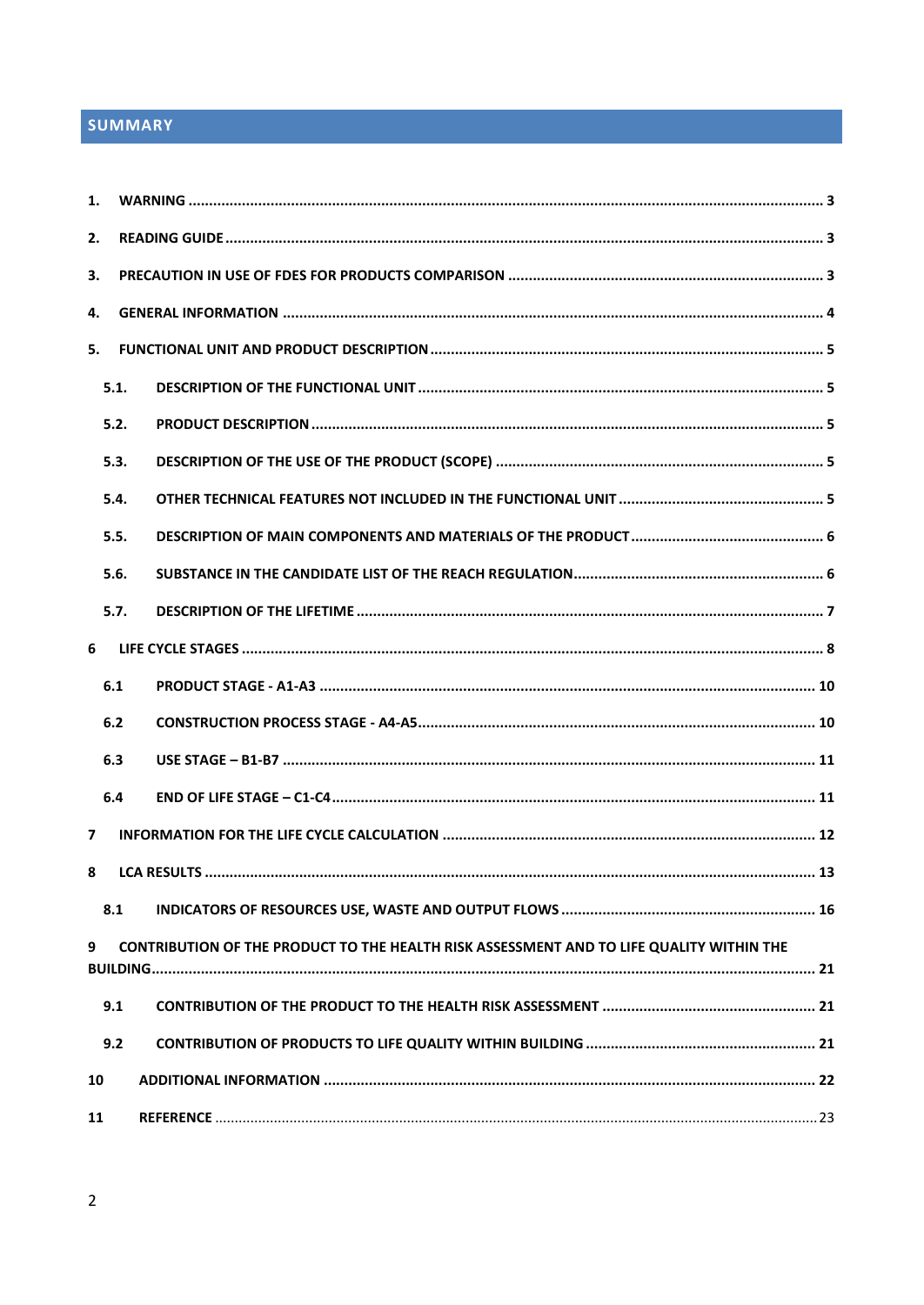# SUMMARY

1. WARNING ..... 3
2. READING GUIDE ..... 3
3. PRECAUTION IN USE OF FDES FOR PRODUCTS COMPARISON ..... 3
4. GENERAL INFORMATION ..... 4
5. FUNCTIONAL UNIT AND PRODUCT DESCRIPTION ..... 5
   - 5.1. DESCRIPTION OF THE FUNCTIONAL UNIT ..... 5
   - 5.2. PRODUCT DESCRIPTION ..... 5
   - 5.3. DESCRIPTION OF THE USE OF THE PRODUCT (SCOPE) ..... 5
   - 5.4. OTHER TECHNICAL FEATURES NOT INCLUDED IN THE FUNCTIONAL UNIT ..... 5
   - 5.5. DESCRIPTION OF MAIN COMPONENTS AND MATERIALS OF THE PRODUCT ..... 6
   - 5.6. SUBSTANCE IN THE CANDIDATE LIST OF THE REACH REGULATION ..... 6
   - 5.7. DESCRIPTION OF THE LIFETIME ..... 7
6 LIFE CYCLE STAGES ..... 8
   - 6.1 PRODUCT STAGE - A1-A3 ..... 10
   - 6.2 CONSTRUCTION PROCESS STAGE - A4-A5 ..... 10
   - 6.3 USE STAGE – B1-B7 ..... 11
   - 6.4 END OF LIFE STAGE – C1-C4 ..... 11
7 INFORMATION FOR THE LIFE CYCLE CALCULATION ..... 12
8 LCA RESULTS ..... 13
   - 8.1 INDICATORS OF RESOURCES USE, WASTE AND OUTPUT FLOWS ..... 16
9 CONTRIBUTION OF THE PRODUCT TO THE HEALTH RISK ASSESSMENT AND TO LIFE QUALITY WITHIN THE BUILDING ..... 21
   - 9.1 CONTRIBUTION OF THE PRODUCT TO THE HEALTH RISK ASSESSMENT ..... 21
   - 9.2 CONTRIBUTION OF PRODUCTS TO LIFE QUALITY WITHIN BUILDING ..... 21
10 ADDITIONAL INFORMATION ..... 22
11 REFERENCE ..... 23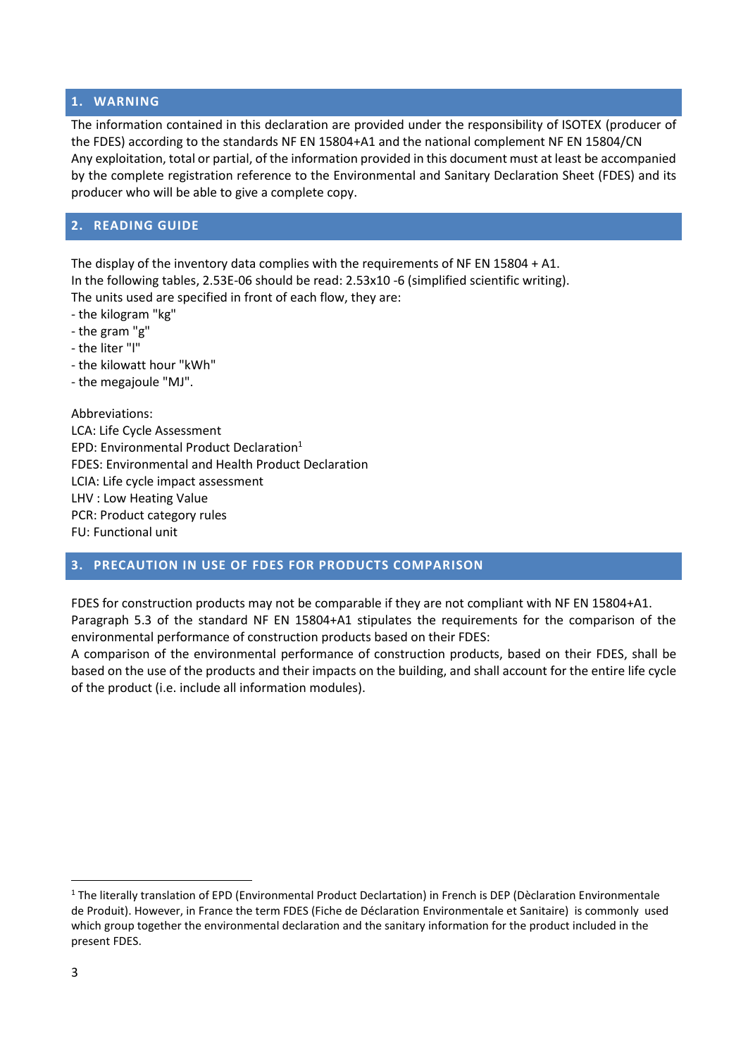## 1. WARNING

The information contained in this declaration are provided under the responsibility of ISOTEX (producer of the FDES) according to the standards NF EN 15804+A1 and the national complement NF EN 15804/CN
Any exploitation, total or partial, of the information provided in this document must at least be accompanied by the complete registration reference to the Environmental and Sanitary Declaration Sheet (FDES) and its producer who will be able to give a complete copy.

## 2. READING GUIDE

The display of the inventory data complies with the requirements of NF EN 15804 + A1.
In the following tables, 2.53E-06 should be read: 2.53x10 -6 (simplified scientific writing).
The units used are specified in front of each flow, they are:
- the kilogram "kg"
- the gram "g"
- the liter "l"
- the kilowatt hour "kWh"
- the megajoule "MJ".

Abbreviations:
LCA: Life Cycle Assessment
EPD: Environmental Product Declaration[1]
FDES: Environmental and Health Product Declaration
LCIA: Life cycle impact assessment
LHV : Low Heating Value
PCR: Product category rules
FU: Functional unit

## 3. PRECAUTION IN USE OF FDES FOR PRODUCTS COMPARISON

FDES for construction products may not be comparable if they are not compliant with NF EN 15804+A1.
Paragraph 5.3 of the standard NF EN 15804+A1 stipulates the requirements for the comparison of the environmental performance of construction products based on their FDES:
A comparison of the environmental performance of construction products, based on their FDES, shall be based on the use of the products and their impacts on the building, and shall account for the entire life cycle of the product (i.e. include all information modules).

---

[1] The literally translation of EPD (Environmental Product Declartation) in French is DEP (Dèclaration Environmentale de Produit). However, in France the term FDES (Fiche de Déclaration Environmentale et Sanitaire) is commonly used which group together the environmental declaration and the sanitary information for the product included in the present FDES.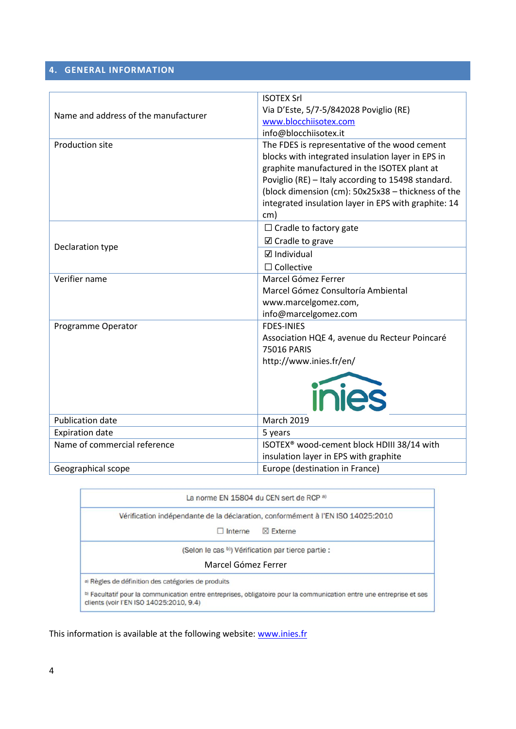## 4. GENERAL INFORMATION

| | |
|---|---|
| Name and address of the manufacturer | ISOTEX Srl<br>Via D'Este, 5/7-5/842028 Poviglio (RE)<br>www.blocchiisotex.com<br>info@blocchiisotex.it |
| Production site | The FDES is representative of the wood cement blocks with integrated insulation layer in EPS in graphite manufactured in the ISOTEX plant at Poviglio (RE) – Italy according to 15498 standard. (block dimension (cm): 50x25x38 – thickness of the integrated insulation layer in EPS with graphite: 14 cm) |
| Declaration type | ☐ Cradle to factory gate<br>☑ Cradle to grave<br>☑ Individual<br>☐ Collective |
| Verifier name | Marcel Gómez Ferrer<br>Marcel Gómez Consultoría Ambiental<br>www.marcelgomez.com,<br>info@marcelgomez.com |
| Programme Operator | FDES-INIES<br>Association HQE 4, avenue du Recteur Poincaré 75016 PARIS<br>http://www.inies.fr/en/<br>inies |
| Publication date | March 2019 |
| Expiration date | 5 years |
| Name of commercial reference | ISOTEX® wood-cement block HDIII 38/14 with insulation layer in EPS with graphite |
| Geographical scope | Europe (destination in France) |

| La norme EN 15804 du CEN sert de RCP [a] |
|---|
| Vérification indépendante de la déclaration, conformément à l'EN ISO 14025:2010<br>☐ Interne ☒ Externe |
| (Selon le cas [b]) Vérification par tierce partie :<br>Marcel Gómez Ferrer |
| [a] Règles de définition des catégories de produits<br>[b] Facultatif pour la communication entre entreprises, obligatoire pour la communication entre une entreprise et ses clients (voir l'EN ISO 14025:2010, 9.4) |

This information is available at the following website: www.inies.fr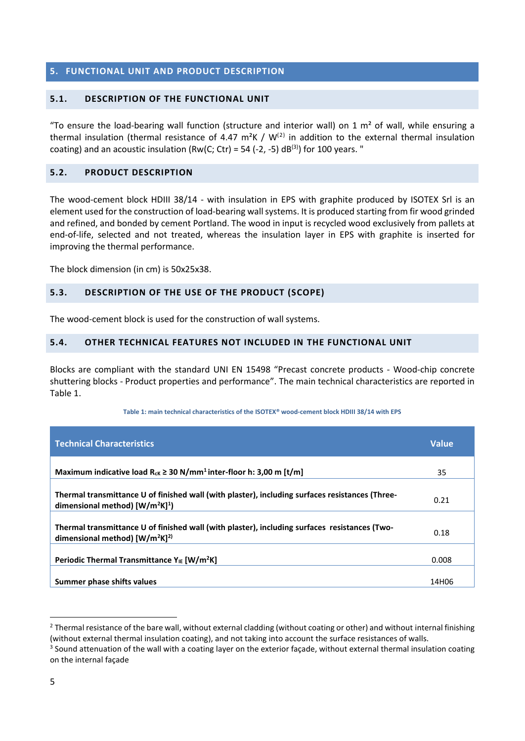## 5. FUNCTIONAL UNIT AND PRODUCT DESCRIPTION

### 5.1. DESCRIPTION OF THE FUNCTIONAL UNIT

"To ensure the load-bearing wall function (structure and interior wall) on 1 m² of wall, while ensuring a thermal insulation (thermal resistance of 4.47 m²K / W[2] in addition to the external thermal insulation coating) and an acoustic insulation (Rw(C; Ctr) = 54 (-2, -5) dB[3]) for 100 years. "

### 5.2. PRODUCT DESCRIPTION

The wood-cement block HDIII 38/14 - with insulation in EPS with graphite produced by ISOTEX Srl is an element used for the construction of load-bearing wall systems. It is produced starting from fir wood grinded and refined, and bonded by cement Portland. The wood in input is recycled wood exclusively from pallets at end-of-life, selected and not treated, whereas the insulation layer in EPS with graphite is inserted for improving the thermal performance.

The block dimension (in cm) is 50x25x38.

### 5.3. DESCRIPTION OF THE USE OF THE PRODUCT (SCOPE)

The wood-cement block is used for the construction of wall systems.

### 5.4. OTHER TECHNICAL FEATURES NOT INCLUDED IN THE FUNCTIONAL UNIT

Blocks are compliant with the standard UNI EN 15498 "Precast concrete products - Wood-chip concrete shuttering blocks - Product properties and performance". The main technical characteristics are reported in Table 1.

Table 1: main technical characteristics of the ISOTEX® wood-cement block HDIII 38/14 with EPS

| Technical Characteristics | Value |
|---|---|
| **Maximum indicative load $R_{cK}$ ≥ 30 N/mm[1] inter-floor h: 3,00 m [t/m]** | 35 |
| **Thermal transmittance U of finished wall (with plaster), including surfaces resistances (Three-dimensional method) [W/m²K][1])** | 0.21 |
| **Thermal transmittance U of finished wall (with plaster), including surfaces resistances (Two-dimensional method) [W/m²K][2])** | 0.18 |
| **Periodic Thermal Transmittance $Y_{IE}$ [W/m²K]** | 0.008 |
| **Summer phase shifts values** | 14H06 |

[2] Thermal resistance of the bare wall, without external cladding (without coating or other) and without internal finishing (without external thermal insulation coating), and not taking into account the surface resistances of walls.

[3] Sound attenuation of the wall with a coating layer on the exterior façade, without external thermal insulation coating on the internal façade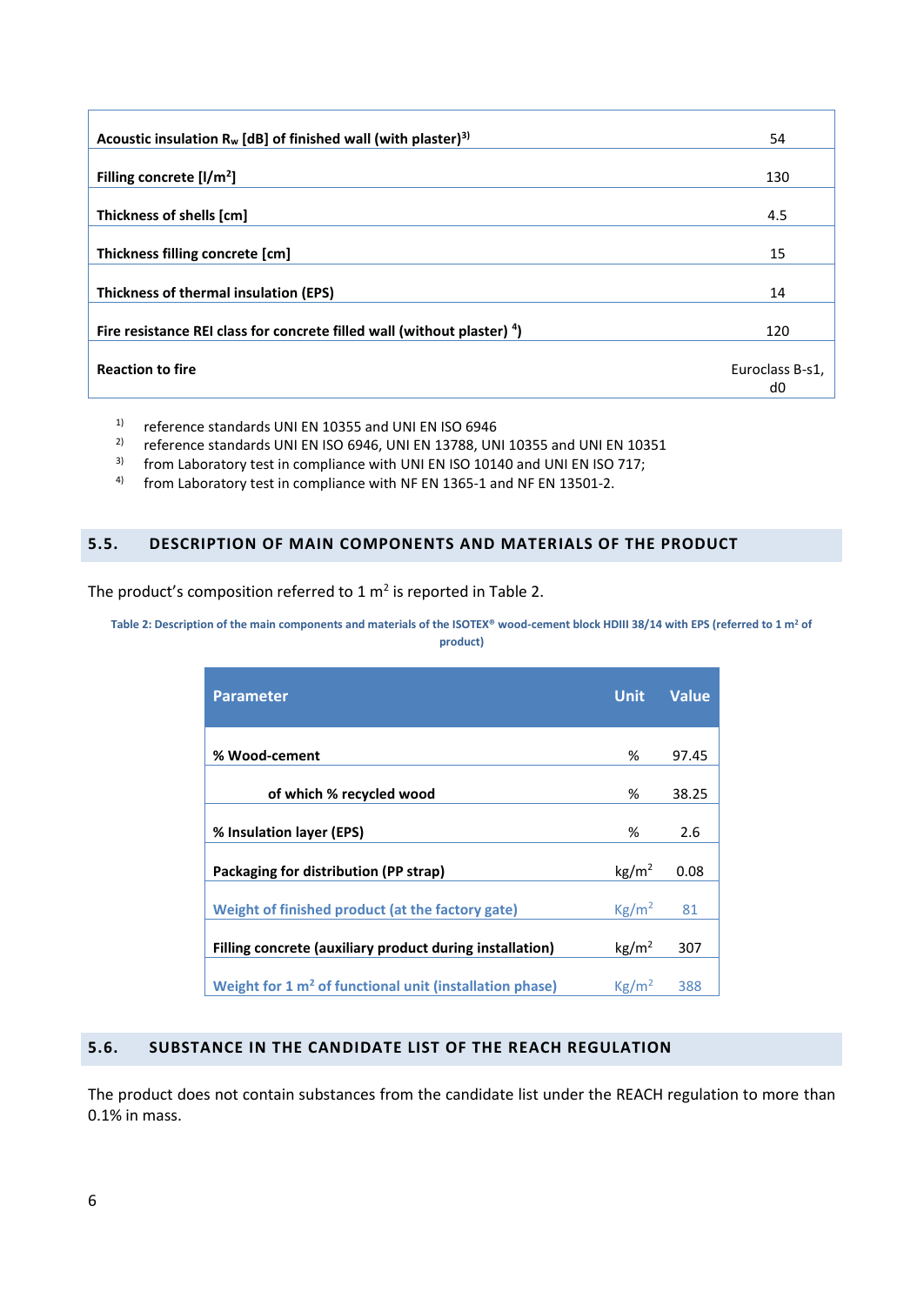| | |
|---|---|
| **Acoustic insulation $R_w$ [dB] of finished wall (with plaster)[3)]** | 54 |
| **Filling concrete [l/m$^2$]** | 130 |
| **Thickness of shells [cm]** | 4.5 |
| **Thickness filling concrete [cm]** | 15 |
| **Thickness of thermal insulation (EPS)** | 14 |
| **Fire resistance REI class for concrete filled wall (without plaster) [4)]** | 120 |
| **Reaction to fire** | Euroclass B-s1, d0 |

[1)] reference standards UNI EN 10355 and UNI EN ISO 6946
[2)] reference standards UNI EN ISO 6946, UNI EN 13788, UNI 10355 and UNI EN 10351
[3)] from Laboratory test in compliance with UNI EN ISO 10140 and UNI EN ISO 717;
[4)] from Laboratory test in compliance with NF EN 1365-1 and NF EN 13501-2.

## 5.5. DESCRIPTION OF MAIN COMPONENTS AND MATERIALS OF THE PRODUCT

The product's composition referred to 1 m$^2$ is reported in Table 2.

Table 2: Description of the main components and materials of the ISOTEX® wood-cement block HDIII 38/14 with EPS (referred to 1 m$^2$ of product)

| Parameter | Unit | Value |
|---|---|---|
| **% Wood-cement** | % | 97.45 |
| **of which % recycled wood** | % | 38.25 |
| **% Insulation layer (EPS)** | % | 2.6 |
| **Packaging for distribution (PP strap)** | kg/m$^2$ | 0.08 |
| **Weight of finished product (at the factory gate)** | Kg/m$^2$ | 81 |
| **Filling concrete (auxiliary product during installation)** | kg/m$^2$ | 307 |
| **Weight for 1 m$^2$ of functional unit (installation phase)** | Kg/m$^2$ | 388 |

## 5.6. SUBSTANCE IN THE CANDIDATE LIST OF THE REACH REGULATION

The product does not contain substances from the candidate list under the REACH regulation to more than 0.1% in mass.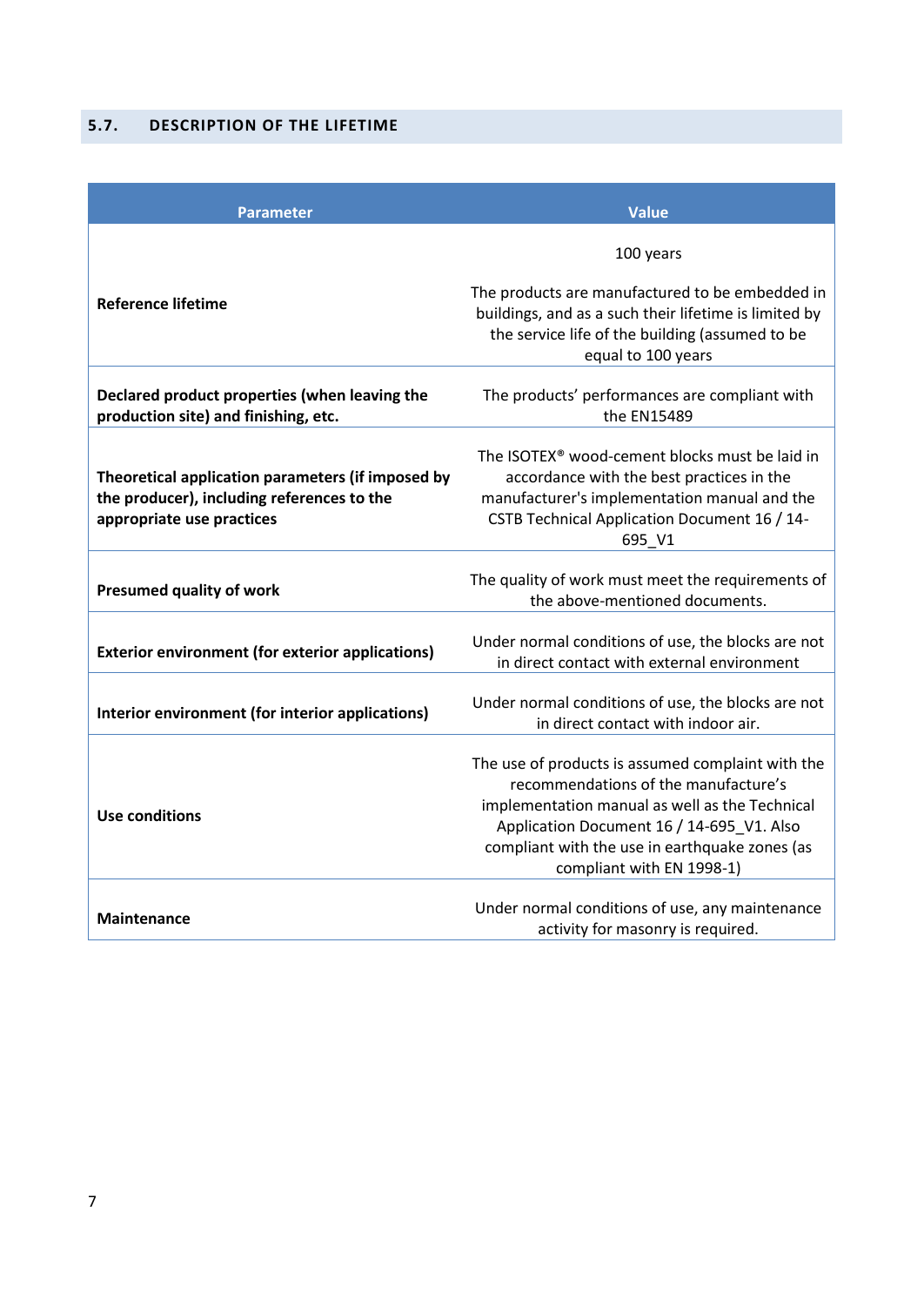## 5.7. DESCRIPTION OF THE LIFETIME

| Parameter | Value |
|---|---|
| **Reference lifetime** | 100 years<br><br>The products are manufactured to be embedded in buildings, and as a such their lifetime is limited by the service life of the building (assumed to be equal to 100 years |
| **Declared product properties (when leaving the production site) and finishing, etc.** | The products' performances are compliant with the EN15489 |
| **Theoretical application parameters (if imposed by the producer), including references to the appropriate use practices** | The ISOTEX® wood-cement blocks must be laid in accordance with the best practices in the manufacturer's implementation manual and the CSTB Technical Application Document 16 / 14-695_V1 |
| **Presumed quality of work** | The quality of work must meet the requirements of the above-mentioned documents. |
| **Exterior environment (for exterior applications)** | Under normal conditions of use, the blocks are not in direct contact with external environment |
| **Interior environment (for interior applications)** | Under normal conditions of use, the blocks are not in direct contact with indoor air. |
| **Use conditions** | The use of products is assumed complaint with the recommendations of the manufacture's implementation manual as well as the Technical Application Document 16 / 14-695_V1. Also compliant with the use in earthquake zones (as compliant with EN 1998-1) |
| **Maintenance** | Under normal conditions of use, any maintenance activity for masonry is required. |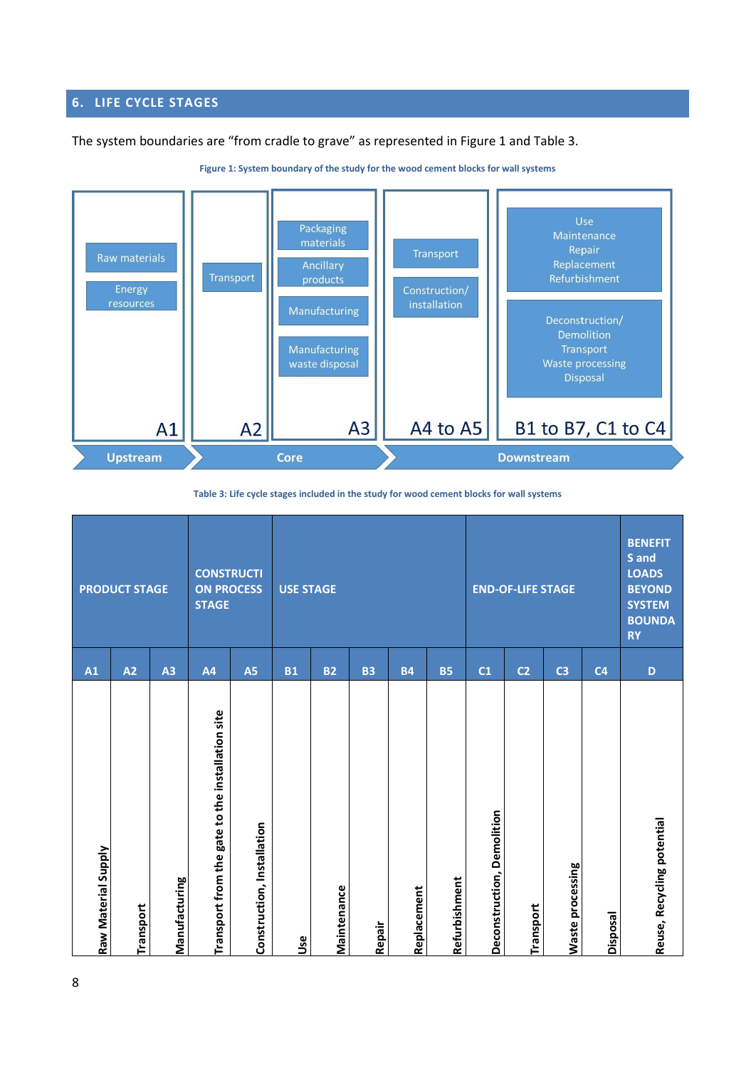## 6. LIFE CYCLE STAGES

The system boundaries are "from cradle to grave" as represented in Figure 1 and Table 3.

**Figure 1: System boundary of the study for the wood cement blocks for wall systems**

| A1 | A2 | A3 | A4 to A5 | B1 to B7, C1 to C4 |
|---|---|---|---|---|
| Raw materials; Energy resources | Transport | Packaging materials; Ancillary products; Manufacturing; Manufacturing waste disposal | Transport; Construction/ installation | Use, Maintenance, Repair, Replacement, Refurbishment; Deconstruction/ Demolition, Transport, Waste processing, Disposal |
| Upstream | Core | Core | Downstream | Downstream |

**Table 3: Life cycle stages included in the study for wood cement blocks for wall systems**

| PRODUCT STAGE | | | CONSTRUCTION PROCESS STAGE | | USE STAGE | | | | | END-OF-LIFE STAGE | | | | BENEFITS and LOADS BEYOND SYSTEM BOUNDARY |
|---|---|---|---|---|---|---|---|---|---|---|---|---|---|---|
| A1 | A2 | A3 | A4 | A5 | B1 | B2 | B3 | B4 | B5 | C1 | C2 | C3 | C4 | D |
| Raw Material Supply | Transport | Manufacturing | Transport from the gate to the installation site | Construction, Installation | Use | Maintenance | Repair | Replacement | Refurbishment | Deconstruction, Demolition | Transport | Waste processing | Disposal | Reuse, Recycling potential |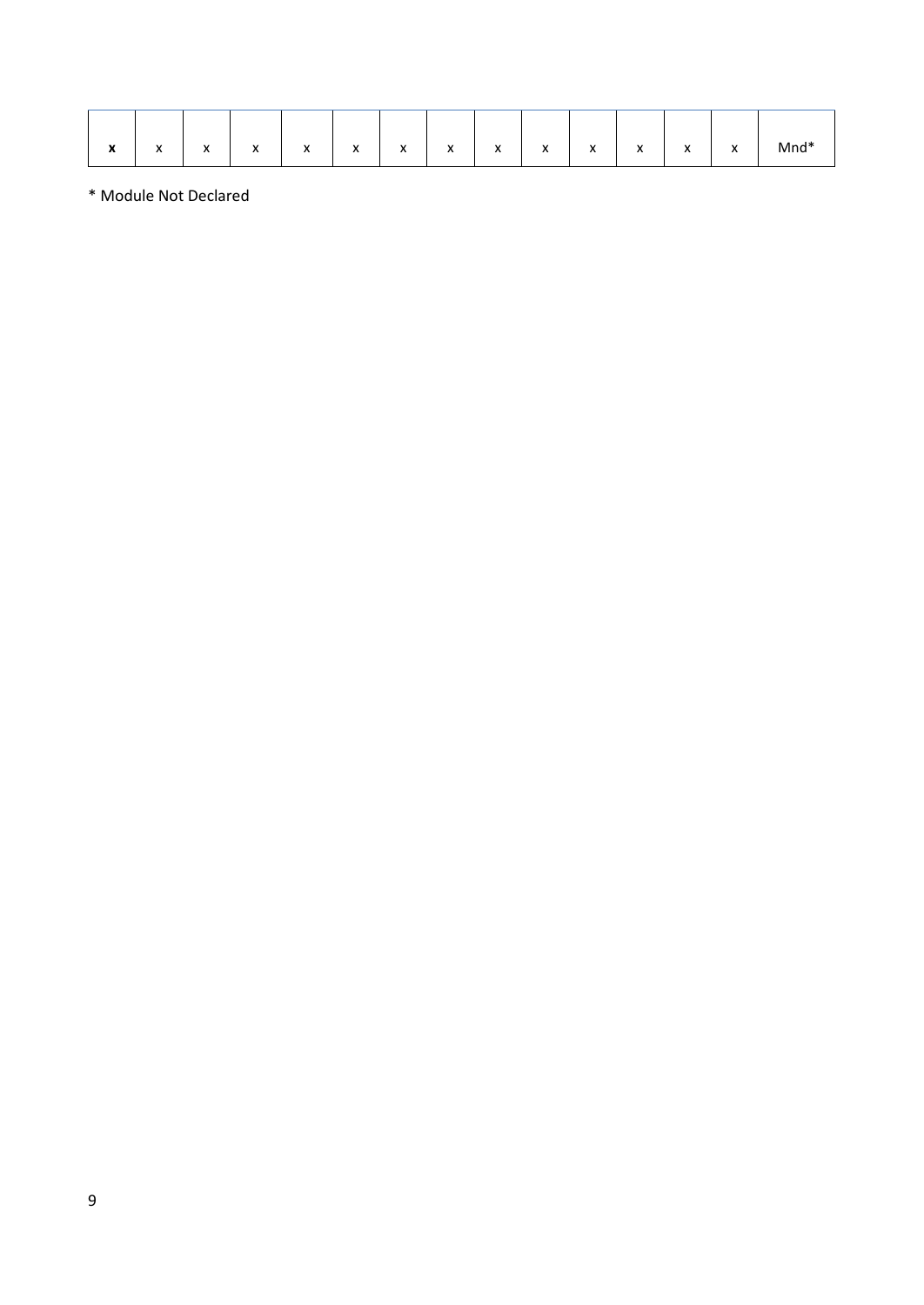| **x** | x | x | x | x | x | x | x | x | x | x | x | x | x | Mnd* |
|---|---|---|---|---|---|---|---|---|---|---|---|---|---|---|

* Module Not Declared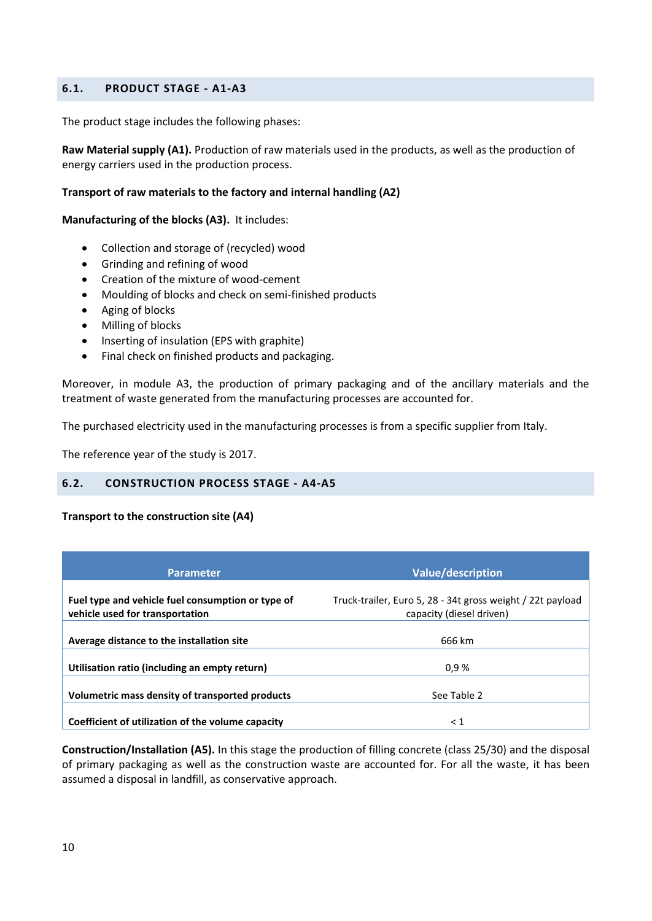## 6.1. PRODUCT STAGE - A1-A3

The product stage includes the following phases:

**Raw Material supply (A1).** Production of raw materials used in the products, as well as the production of energy carriers used in the production process.

**Transport of raw materials to the factory and internal handling (A2)**

**Manufacturing of the blocks (A3).** It includes:

- Collection and storage of (recycled) wood
- Grinding and refining of wood
- Creation of the mixture of wood-cement
- Moulding of blocks and check on semi-finished products
- Aging of blocks
- Milling of blocks
- Inserting of insulation (EPS with graphite)
- Final check on finished products and packaging.

Moreover, in module A3, the production of primary packaging and of the ancillary materials and the treatment of waste generated from the manufacturing processes are accounted for.

The purchased electricity used in the manufacturing processes is from a specific supplier from Italy.

The reference year of the study is 2017.

## 6.2. CONSTRUCTION PROCESS STAGE - A4-A5

**Transport to the construction site (A4)**

| Parameter | Value/description |
|---|---|
| **Fuel type and vehicle fuel consumption or type of vehicle used for transportation** | Truck-trailer, Euro 5, 28 - 34t gross weight / 22t payload capacity (diesel driven) |
| **Average distance to the installation site** | 666 km |
| **Utilisation ratio (including an empty return)** | 0,9 % |
| **Volumetric mass density of transported products** | See Table 2 |
| **Coefficient of utilization of the volume capacity** | < 1 |

**Construction/Installation (A5).** In this stage the production of filling concrete (class 25/30) and the disposal of primary packaging as well as the construction waste are accounted for. For all the waste, it has been assumed a disposal in landfill, as conservative approach.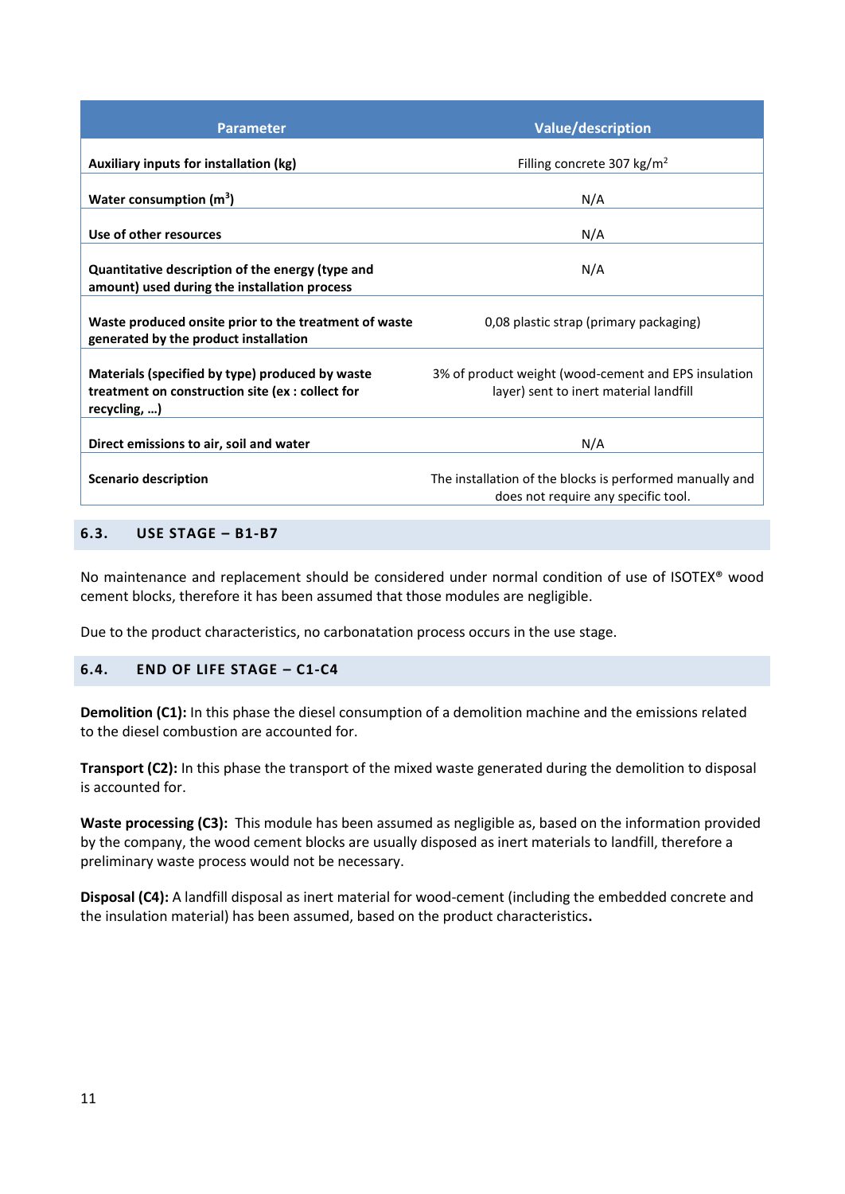| Parameter | Value/description |
|---|---|
| **Auxiliary inputs for installation (kg)** | Filling concrete 307 kg/m$^2$ |
| **Water consumption (m$^3$)** | N/A |
| **Use of other resources** | N/A |
| **Quantitative description of the energy (type and amount) used during the installation process** | N/A |
| **Waste produced onsite prior to the treatment of waste generated by the product installation** | 0,08 plastic strap (primary packaging) |
| **Materials (specified by type) produced by waste treatment on construction site (ex : collect for recycling, …)** | 3% of product weight (wood-cement and EPS insulation layer) sent to inert material landfill |
| **Direct emissions to air, soil and water** | N/A |
| **Scenario description** | The installation of the blocks is performed manually and does not require any specific tool. |

## 6.3. USE STAGE – B1-B7

No maintenance and replacement should be considered under normal condition of use of ISOTEX® wood cement blocks, therefore it has been assumed that those modules are negligible.

Due to the product characteristics, no carbonatation process occurs in the use stage.

## 6.4. END OF LIFE STAGE – C1-C4

**Demolition (C1):** In this phase the diesel consumption of a demolition machine and the emissions related to the diesel combustion are accounted for.

**Transport (C2):** In this phase the transport of the mixed waste generated during the demolition to disposal is accounted for.

**Waste processing (C3):** This module has been assumed as negligible as, based on the information provided by the company, the wood cement blocks are usually disposed as inert materials to landfill, therefore a preliminary waste process would not be necessary.

**Disposal (C4):** A landfill disposal as inert material for wood-cement (including the embedded concrete and the insulation material) has been assumed, based on the product characteristics**.**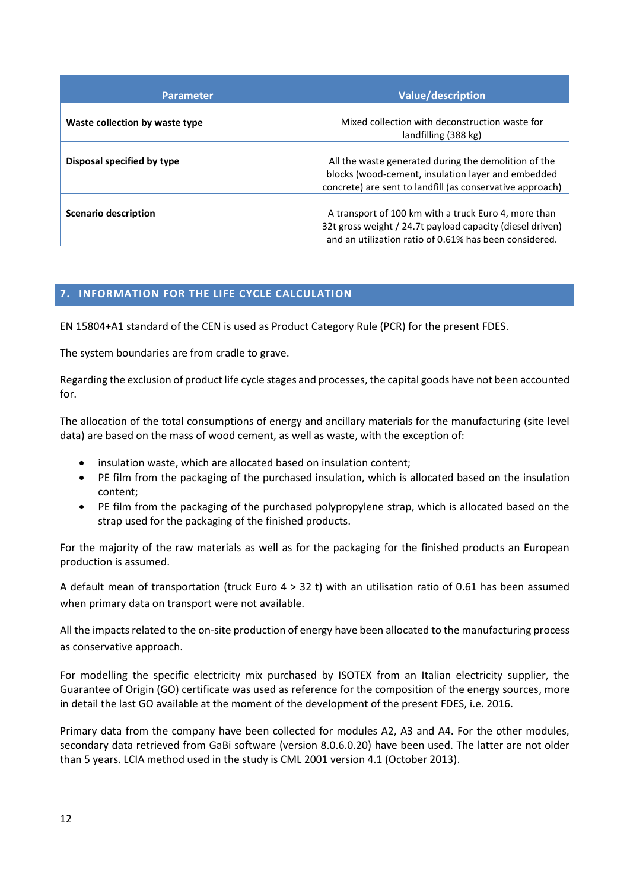| Parameter | Value/description |
|---|---|
| **Waste collection by waste type** | Mixed collection with deconstruction waste for landfilling (388 kg) |
| **Disposal specified by type** | All the waste generated during the demolition of the blocks (wood-cement, insulation layer and embedded concrete) are sent to landfill (as conservative approach) |
| **Scenario description** | A transport of 100 km with a truck Euro 4, more than 32t gross weight / 24.7t payload capacity (diesel driven) and an utilization ratio of 0.61% has been considered. |

## 7. INFORMATION FOR THE LIFE CYCLE CALCULATION

EN 15804+A1 standard of the CEN is used as Product Category Rule (PCR) for the present FDES.

The system boundaries are from cradle to grave.

Regarding the exclusion of product life cycle stages and processes, the capital goods have not been accounted for.

The allocation of the total consumptions of energy and ancillary materials for the manufacturing (site level data) are based on the mass of wood cement, as well as waste, with the exception of:

- insulation waste, which are allocated based on insulation content;
- PE film from the packaging of the purchased insulation, which is allocated based on the insulation content;
- PE film from the packaging of the purchased polypropylene strap, which is allocated based on the strap used for the packaging of the finished products.

For the majority of the raw materials as well as for the packaging for the finished products an European production is assumed.

A default mean of transportation (truck Euro 4 > 32 t) with an utilisation ratio of 0.61 has been assumed when primary data on transport were not available.

All the impacts related to the on-site production of energy have been allocated to the manufacturing process as conservative approach.

For modelling the specific electricity mix purchased by ISOTEX from an Italian electricity supplier, the Guarantee of Origin (GO) certificate was used as reference for the composition of the energy sources, more in detail the last GO available at the moment of the development of the present FDES, i.e. 2016.

Primary data from the company have been collected for modules A2, A3 and A4. For the other modules, secondary data retrieved from GaBi software (version 8.0.6.0.20) have been used. The latter are not older than 5 years. LCIA method used in the study is CML 2001 version 4.1 (October 2013).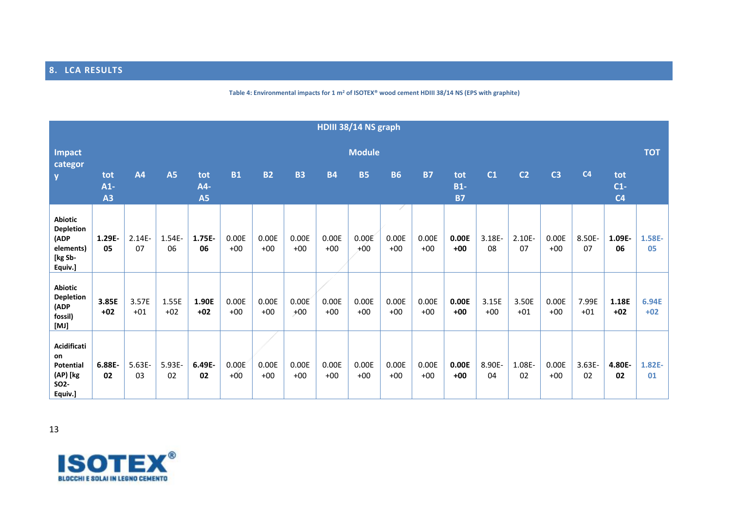## 8. LCA RESULTS

**Table 4: Environmental impacts for 1 m² of ISOTEX® wood cement HDIII 38/14 NS (EPS with graphite)**

| HDIII 38/14 NS graph | | | | | | | | | | | | | | | | | | | |
|---|---|---|---|---|---|---|---|---|---|---|---|---|---|---|---|---|---|---|---|
| **Impact category** | **Module** | | | | | | | | | | | | | | | | | | **TOT** |
| | **tot A1-A3** | **A4** | **A5** | **tot A4-A5** | **B1** | **B2** | **B3** | **B4** | **B5** | **B6** | **B7** | **tot B1-B7** | **C1** | **C2** | **C3** | **C4** | **tot C1-C4** | | |
| **Abiotic Depletion (ADP elements) [kg Sb-Equiv.]** | **1.29E-05** | 2.14E-07 | 1.54E-06 | **1.75E-06** | 0.00E+00 | 0.00E+00 | 0.00E+00 | 0.00E+00 | 0.00E+00 | 0.00E+00 | 0.00E+00 | **0.00E+00** | 3.18E-08 | 2.10E-07 | 0.00E+00 | 8.50E-07 | **1.09E-06** | | **1.58E-05** |
| **Abiotic Depletion (ADP fossil) [MJ]** | **3.85E+02** | 3.57E+01 | 1.55E+02 | **1.90E+02** | 0.00E+00 | 0.00E+00 | 0.00E+00 | 0.00E+00 | 0.00E+00 | 0.00E+00 | 0.00E+00 | **0.00E+00** | 3.15E+00 | 3.50E+01 | 0.00E+00 | 7.99E+01 | **1.18E+02** | | **6.94E+02** |
| **Acidification Potential (AP) [kg SO2-Equiv.]** | **6.88E-02** | 5.63E-03 | 5.93E-02 | **6.49E-02** | 0.00E+00 | 0.00E+00 | 0.00E+00 | 0.00E+00 | 0.00E+00 | 0.00E+00 | 0.00E+00 | **0.00E+00** | 8.90E-04 | 1.08E-02 | 0.00E+00 | 3.63E-02 | **4.80E-02** | | **1.82E-01** |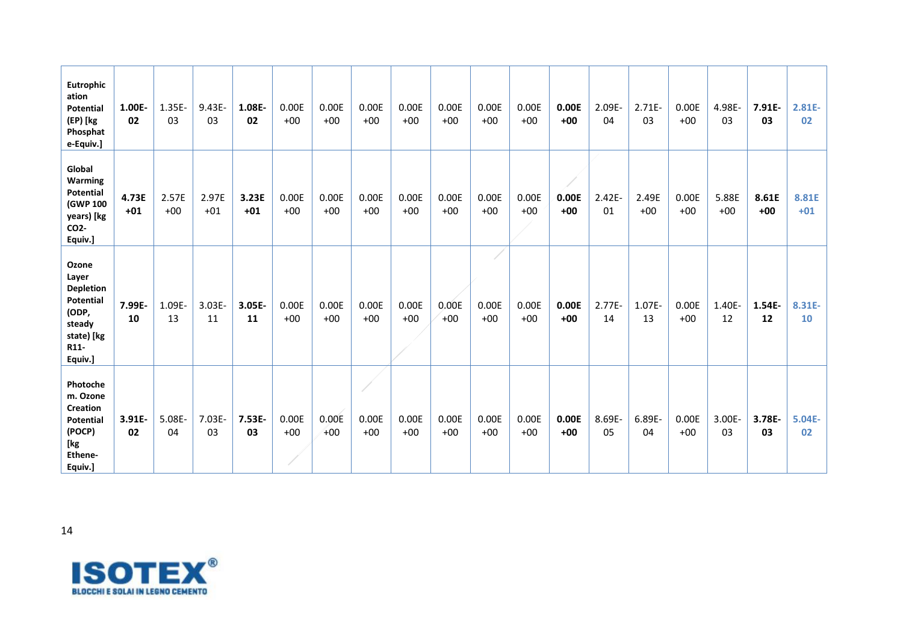| | | | | | | | | | | | | | | | | | | |
|---|---|---|---|---|---|---|---|---|---|---|---|---|---|---|---|---|---|---|
| **Eutrophication Potential (EP) [kg Phosphate-Equiv.]** | **1.00E-02** | 1.35E-03 | 9.43E-03 | **1.08E-02** | 0.00E+00 | 0.00E+00 | 0.00E+00 | 0.00E+00 | 0.00E+00 | 0.00E+00 | 0.00E+00 | **0.00E+00** | 2.09E-04 | 2.71E-03 | 0.00E+00 | 4.98E-03 | **7.91E-03** | **2.81E-02** |
| **Global Warming Potential (GWP 100 years) [kg CO2-Equiv.]** | **4.73E+01** | 2.57E+00 | 2.97E+01 | **3.23E+01** | 0.00E+00 | 0.00E+00 | 0.00E+00 | 0.00E+00 | 0.00E+00 | 0.00E+00 | 0.00E+00 | **0.00E+00** | 2.42E-01 | 2.49E+00 | 0.00E+00 | 5.88E+00 | **8.61E+00** | **8.81E+01** |
| **Ozone Layer Depletion Potential (ODP, steady state) [kg R11-Equiv.]** | **7.99E-10** | 1.09E-13 | 3.03E-11 | **3.05E-11** | 0.00E+00 | 0.00E+00 | 0.00E+00 | 0.00E+00 | 0.00E+00 | 0.00E+00 | 0.00E+00 | **0.00E+00** | 2.77E-14 | 1.07E-13 | 0.00E+00 | 1.40E-12 | **1.54E-12** | **8.31E-10** |
| **Photochem. Ozone Creation Potential (POCP) [kg Ethene-Equiv.]** | **3.91E-02** | 5.08E-04 | 7.03E-03 | **7.53E-03** | 0.00E+00 | 0.00E+00 | 0.00E+00 | 0.00E+00 | 0.00E+00 | 0.00E+00 | 0.00E+00 | **0.00E+00** | 8.69E-05 | 6.89E-04 | 0.00E+00 | 3.00E-03 | **3.78E-03** | **5.04E-02** |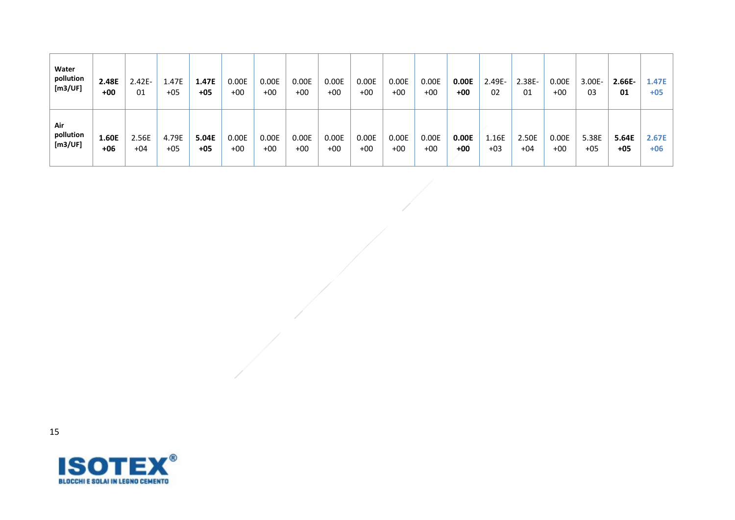| | | | | | | | | | | | | | | | | | | |
|---|---|---|---|---|---|---|---|---|---|---|---|---|---|---|---|---|---|---|
| **Water pollution [m3/UF]** | **2.48E +00** | 2.42E-01 | 1.47E +05 | **1.47E +05** | 0.00E +00 | 0.00E +00 | 0.00E +00 | 0.00E +00 | 0.00E +00 | 0.00E +00 | 0.00E +00 | **0.00E +00** | 2.49E-02 | 2.38E-01 | 0.00E +00 | 3.00E-03 | **2.66E-01** | 1.47E +05 |
| **Air pollution [m3/UF]** | **1.60E +06** | 2.56E +04 | 4.79E +05 | **5.04E +05** | 0.00E +00 | 0.00E +00 | 0.00E +00 | 0.00E +00 | 0.00E +00 | 0.00E +00 | 0.00E +00 | **0.00E +00** | 1.16E +03 | 2.50E +04 | 0.00E +00 | 5.38E +05 | **5.64E +05** | 2.67E +06 |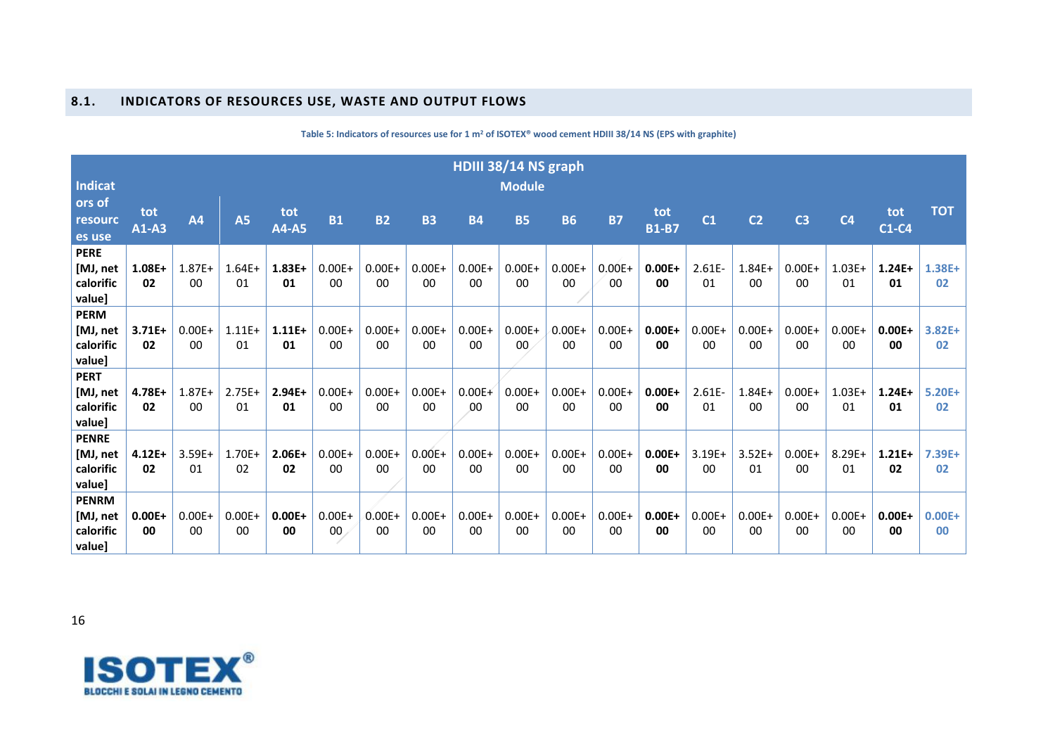## 8.1. INDICATORS OF RESOURCES USE, WASTE AND OUTPUT FLOWS

**Table 5: Indicators of resources use for 1 m² of ISOTEX® wood cement HDIII 38/14 NS (EPS with graphite)**

| Indicators of resources use | HDIII 38/14 NS graph Module | | | | | | | | | | | | | | | | | |
|---|---|---|---|---|---|---|---|---|---|---|---|---|---|---|---|---|---|---|
| | tot A1-A3 | A4 | A5 | tot A4-A5 | B1 | B2 | B3 | B4 | B5 | B6 | B7 | tot B1-B7 | C1 | C2 | C3 | C4 | tot C1-C4 | TOT |
| **PERE [MJ, net calorific value]** | **1.08E+02** | 1.87E+00 | 1.64E+01 | **1.83E+01** | 0.00E+00 | 0.00E+00 | 0.00E+00 | 0.00E+00 | 0.00E+00 | 0.00E+00 | 0.00E+00 | **0.00E+00** | 2.61E-01 | 1.84E+00 | 0.00E+00 | 1.03E+01 | **1.24E+01** | **1.38E+02** |
| **PERM [MJ, net calorific value]** | **3.71E+02** | 0.00E+00 | 1.11E+01 | **1.11E+01** | 0.00E+00 | 0.00E+00 | 0.00E+00 | 0.00E+00 | 0.00E+00 | 0.00E+00 | 0.00E+00 | **0.00E+00** | 0.00E+00 | 0.00E+00 | 0.00E+00 | 0.00E+00 | **0.00E+00** | **3.82E+02** |
| **PERT [MJ, net calorific value]** | **4.78E+02** | 1.87E+00 | 2.75E+01 | **2.94E+01** | 0.00E+00 | 0.00E+00 | 0.00E+00 | 0.00E+00 | 0.00E+00 | 0.00E+00 | 0.00E+00 | **0.00E+00** | 2.61E-01 | 1.84E+00 | 0.00E+00 | 1.03E+01 | **1.24E+01** | **5.20E+02** |
| **PENRE [MJ, net calorific value]** | **4.12E+02** | 3.59E+01 | 1.70E+02 | **2.06E+02** | 0.00E+00 | 0.00E+00 | 0.00E+00 | 0.00E+00 | 0.00E+00 | 0.00E+00 | 0.00E+00 | **0.00E+00** | 3.19E+00 | 3.52E+01 | 0.00E+00 | 8.29E+01 | **1.21E+02** | **7.39E+02** |
| **PENRM [MJ, net calorific value]** | **0.00E+00** | 0.00E+00 | 0.00E+00 | **0.00E+00** | 0.00E+00 | 0.00E+00 | 0.00E+00 | 0.00E+00 | 0.00E+00 | 0.00E+00 | 0.00E+00 | **0.00E+00** | 0.00E+00 | 0.00E+00 | 0.00E+00 | 0.00E+00 | **0.00E+00** | **0.00E+00** |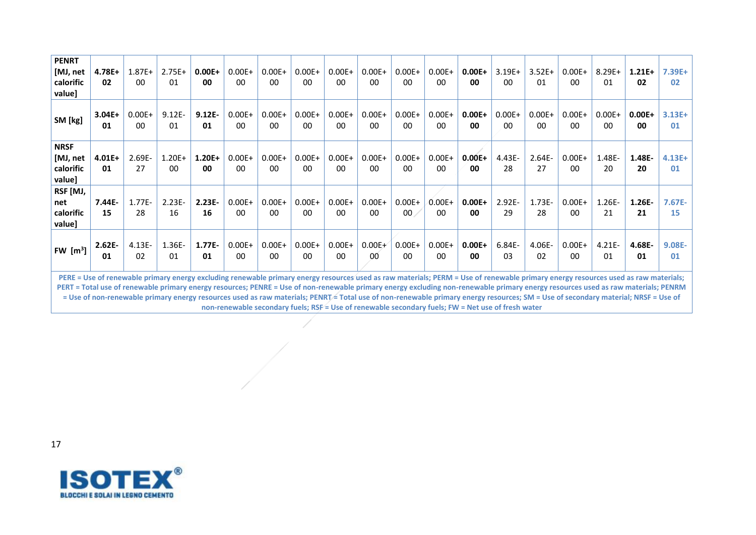| PENRT [MJ, net calorific value] | **4.78E+02** | 1.87E+00 | 2.75E+01 | **0.00E+00** | 0.00E+00 | 0.00E+00 | 0.00E+00 | 0.00E+00 | 0.00E+00 | 0.00E+00 | 0.00E+00 | **0.00E+00** | 3.19E+00 | 3.52E+01 | 0.00E+00 | 8.29E+01 | **1.21E+02** | 7.39E+02 |
|---|---|---|---|---|---|---|---|---|---|---|---|---|---|---|---|---|---|---|
| **SM [kg]** | **3.04E+01** | 0.00E+00 | 9.12E-01 | **9.12E-01** | 0.00E+00 | 0.00E+00 | 0.00E+00 | 0.00E+00 | 0.00E+00 | 0.00E+00 | 0.00E+00 | **0.00E+00** | 0.00E+00 | 0.00E+00 | 0.00E+00 | 0.00E+00 | **0.00E+00** | 3.13E+01 |
| **NRSF [MJ, net calorific value]** | **4.01E+01** | 2.69E-27 | 1.20E+00 | **1.20E+00** | 0.00E+00 | 0.00E+00 | 0.00E+00 | 0.00E+00 | 0.00E+00 | 0.00E+00 | 0.00E+00 | **0.00E+00** | 4.43E-28 | 2.64E-27 | 0.00E+00 | 1.48E-20 | **1.48E-20** | 4.13E+01 |
| **RSF [MJ, net calorific value]** | **7.44E-15** | 1.77E-28 | 2.23E-16 | **2.23E-16** | 0.00E+00 | 0.00E+00 | 0.00E+00 | 0.00E+00 | 0.00E+00 | 0.00E+00 | 0.00E+00 | **0.00E+00** | 2.92E-29 | 1.73E-28 | 0.00E+00 | 1.26E-21 | **1.26E-21** | 7.67E-15 |
| **FW [$m^3$]** | **2.62E-01** | 4.13E-02 | 1.36E-01 | **1.77E-01** | 0.00E+00 | 0.00E+00 | 0.00E+00 | 0.00E+00 | 0.00E+00 | 0.00E+00 | 0.00E+00 | **0.00E+00** | 6.84E-03 | 4.06E-02 | 0.00E+00 | 4.21E-01 | **4.68E-01** | 9.08E-01 |

PERE = Use of renewable primary energy excluding renewable primary energy resources used as raw materials; PERM = Use of renewable primary energy resources used as raw materials; PERT = Total use of renewable primary energy resources; PENRE = Use of non-renewable primary energy excluding non-renewable primary energy resources used as raw materials; PENRM = Use of non-renewable primary energy resources used as raw materials; PENRT = Total use of non-renewable primary energy resources; SM = Use of secondary material; NRSF = Use of non-renewable secondary fuels; RSF = Use of renewable secondary fuels; FW = Net use of fresh water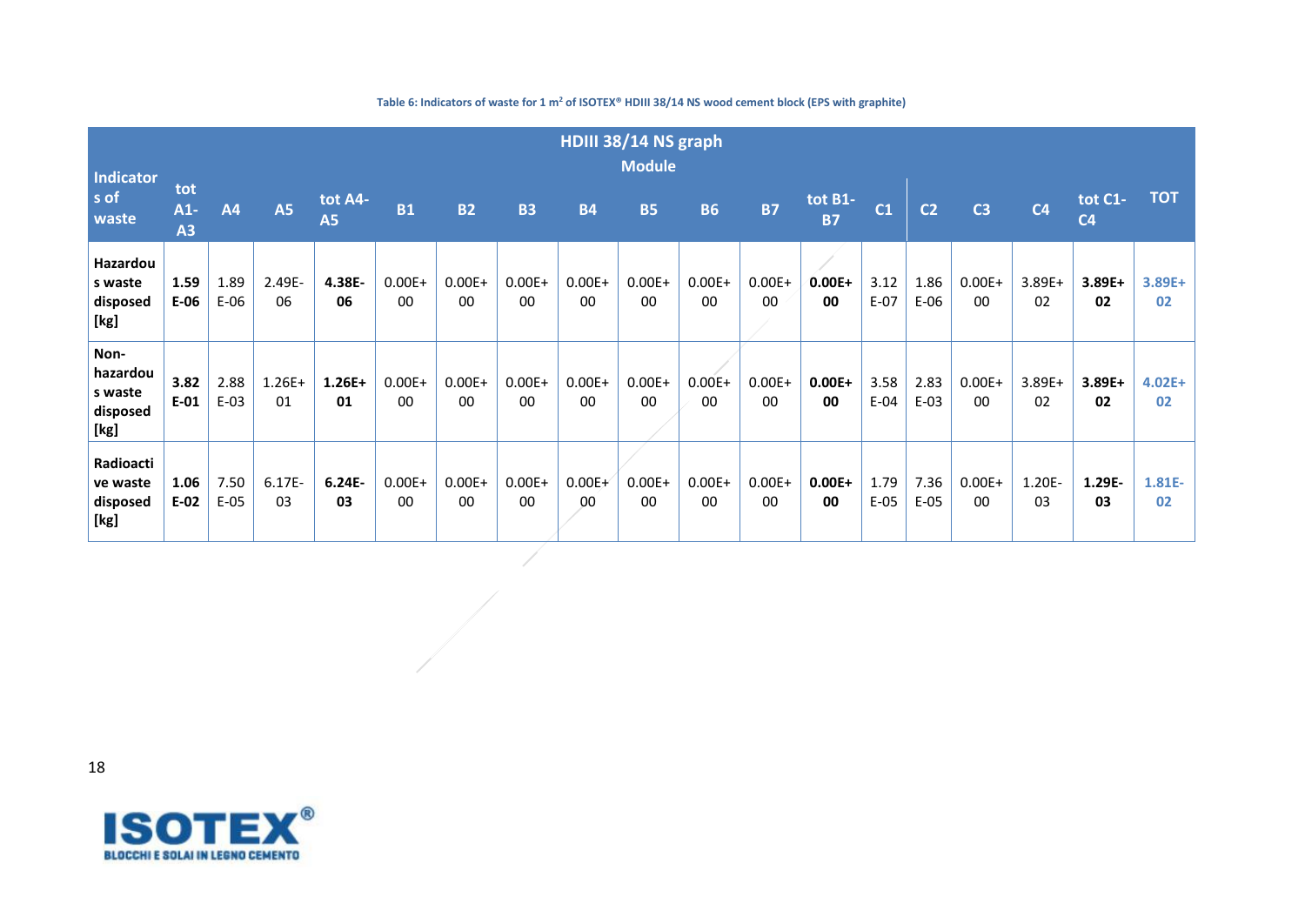Table 6: Indicators of waste for 1 m² of ISOTEX® HDIII 38/14 NS wood cement block (EPS with graphite)

| Indicators of waste | HDIII 38/14 NS graph Module | | | | | | | | | | | | | | | | | |
|---|---|---|---|---|---|---|---|---|---|---|---|---|---|---|---|---|---|---|
| | tot A1-A3 | A4 | A5 | tot A4-A5 | B1 | B2 | B3 | B4 | B5 | B6 | B7 | tot B1-B7 | C1 | C2 | C3 | C4 | tot C1-C4 | TOT |
| **Hazardous waste disposed [kg]** | **1.59E-06** | 1.89E-06 | 2.49E-06 | **4.38E-06** | 0.00E+00 | 0.00E+00 | 0.00E+00 | 0.00E+00 | 0.00E+00 | 0.00E+00 | 0.00E+00 | **0.00E+00** | 3.12E-07 | 1.86E-06 | 0.00E+00 | 3.89E+02 | **3.89E+02** | **3.89E+02** |
| **Non-hazardous waste disposed [kg]** | **3.82E-01** | 2.88E-03 | 1.26E+01 | **1.26E+01** | 0.00E+00 | 0.00E+00 | 0.00E+00 | 0.00E+00 | 0.00E+00 | 0.00E+00 | 0.00E+00 | **0.00E+00** | 3.58E-04 | 2.83E-03 | 0.00E+00 | 3.89E+02 | **3.89E+02** | **4.02E+02** |
| **Radioactive waste disposed [kg]** | **1.06E-02** | 7.50E-05 | 6.17E-03 | **6.24E-03** | 0.00E+00 | 0.00E+00 | 0.00E+00 | 0.00E+00 | 0.00E+00 | 0.00E+00 | 0.00E+00 | **0.00E+00** | 1.79E-05 | 7.36E-05 | 0.00E+00 | 1.20E-03 | **1.29E-03** | **1.81E-02** |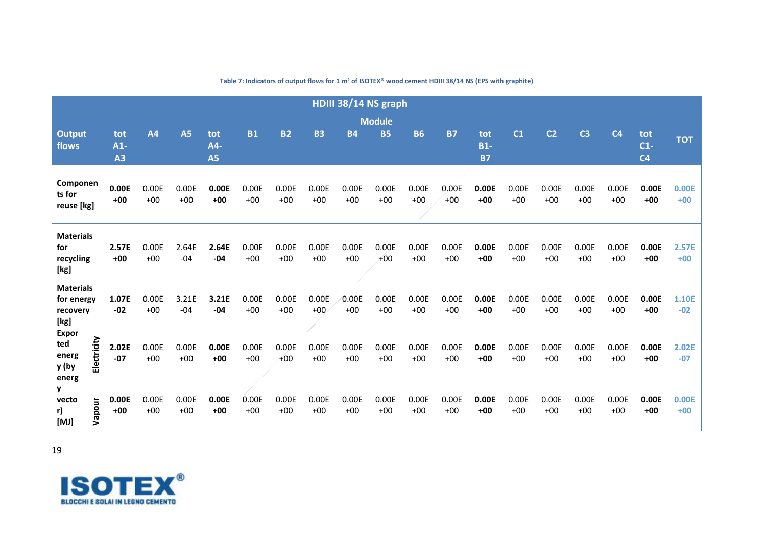Table 7: Indicators of output flows for 1 m² of ISOTEX® wood cement HDIII 38/14 NS (EPS with graphite)

| HDIII 38/14 NS graph | | | | | | | | | | | | | | | | | | | | |
|---|---|---|---|---|---|---|---|---|---|---|---|---|---|---|---|---|---|---|---|---|
| | | Module | | | | | | | | | | | | | | | | | | |
| Output flows | | tot A1-A3 | A4 | A5 | tot A4-A5 | B1 | B2 | B3 | B4 | B5 | B6 | B7 | tot B1-B7 | C1 | C2 | C3 | C4 | tot C1-C4 | TOT |
| Components for reuse [kg] | | **0.00E+00** | 0.00E+00 | 0.00E+00 | **0.00E+00** | 0.00E+00 | 0.00E+00 | 0.00E+00 | 0.00E+00 | 0.00E+00 | 0.00E+00 | 0.00E+00 | **0.00E+00** | 0.00E+00 | 0.00E+00 | 0.00E+00 | 0.00E+00 | **0.00E+00** | 0.00E+00 |
| Materials for recycling [kg] | | **2.57E+00** | 0.00E+00 | 2.64E-04 | **2.64E-04** | 0.00E+00 | 0.00E+00 | 0.00E+00 | 0.00E+00 | 0.00E+00 | 0.00E+00 | 0.00E+00 | **0.00E+00** | 0.00E+00 | 0.00E+00 | 0.00E+00 | 0.00E+00 | **0.00E+00** | 2.57E+00 |
| Materials for energy recovery [kg] | | **1.07E-02** | 0.00E+00 | 3.21E-04 | **3.21E-04** | 0.00E+00 | 0.00E+00 | 0.00E+00 | 0.00E+00 | 0.00E+00 | 0.00E+00 | 0.00E+00 | **0.00E+00** | 0.00E+00 | 0.00E+00 | 0.00E+00 | 0.00E+00 | **0.00E+00** | 1.10E-02 |
| Exported energy (by energy vector) [MJ] | Electricity | **2.02E-07** | 0.00E+00 | 0.00E+00 | **0.00E+00** | 0.00E+00 | 0.00E+00 | 0.00E+00 | 0.00E+00 | 0.00E+00 | 0.00E+00 | 0.00E+00 | **0.00E+00** | 0.00E+00 | 0.00E+00 | 0.00E+00 | 0.00E+00 | **0.00E+00** | 2.02E-07 |
| | Vapour | **0.00E+00** | 0.00E+00 | 0.00E+00 | **0.00E+00** | 0.00E+00 | 0.00E+00 | 0.00E+00 | 0.00E+00 | 0.00E+00 | 0.00E+00 | 0.00E+00 | **0.00E+00** | 0.00E+00 | 0.00E+00 | 0.00E+00 | 0.00E+00 | **0.00E+00** | 0.00E+00 |

**ISOTEX®**
BLOCCHI E SOLAI IN LEGNO CEMENTO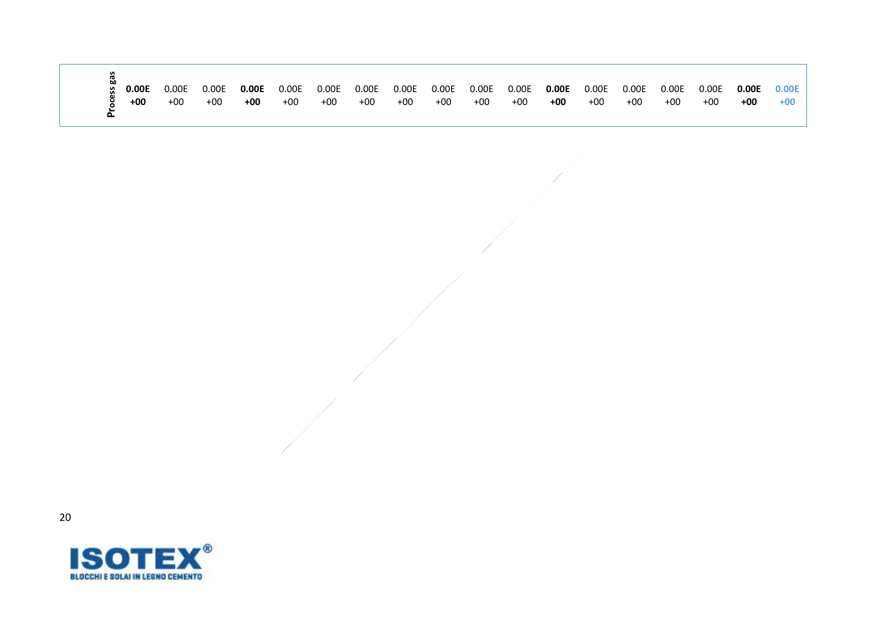| Process gas | **0.00E+00** | 0.00E+00 | 0.00E+00 | **0.00E+00** | 0.00E+00 | 0.00E+00 | 0.00E+00 | 0.00E+00 | 0.00E+00 | 0.00E+00 | 0.00E+00 | **0.00E+00** | 0.00E+00 | 0.00E+00 | 0.00E+00 | 0.00E+00 | **0.00E+00** | 0.00E+00 |
|---|---|---|---|---|---|---|---|---|---|---|---|---|---|---|---|---|---|---|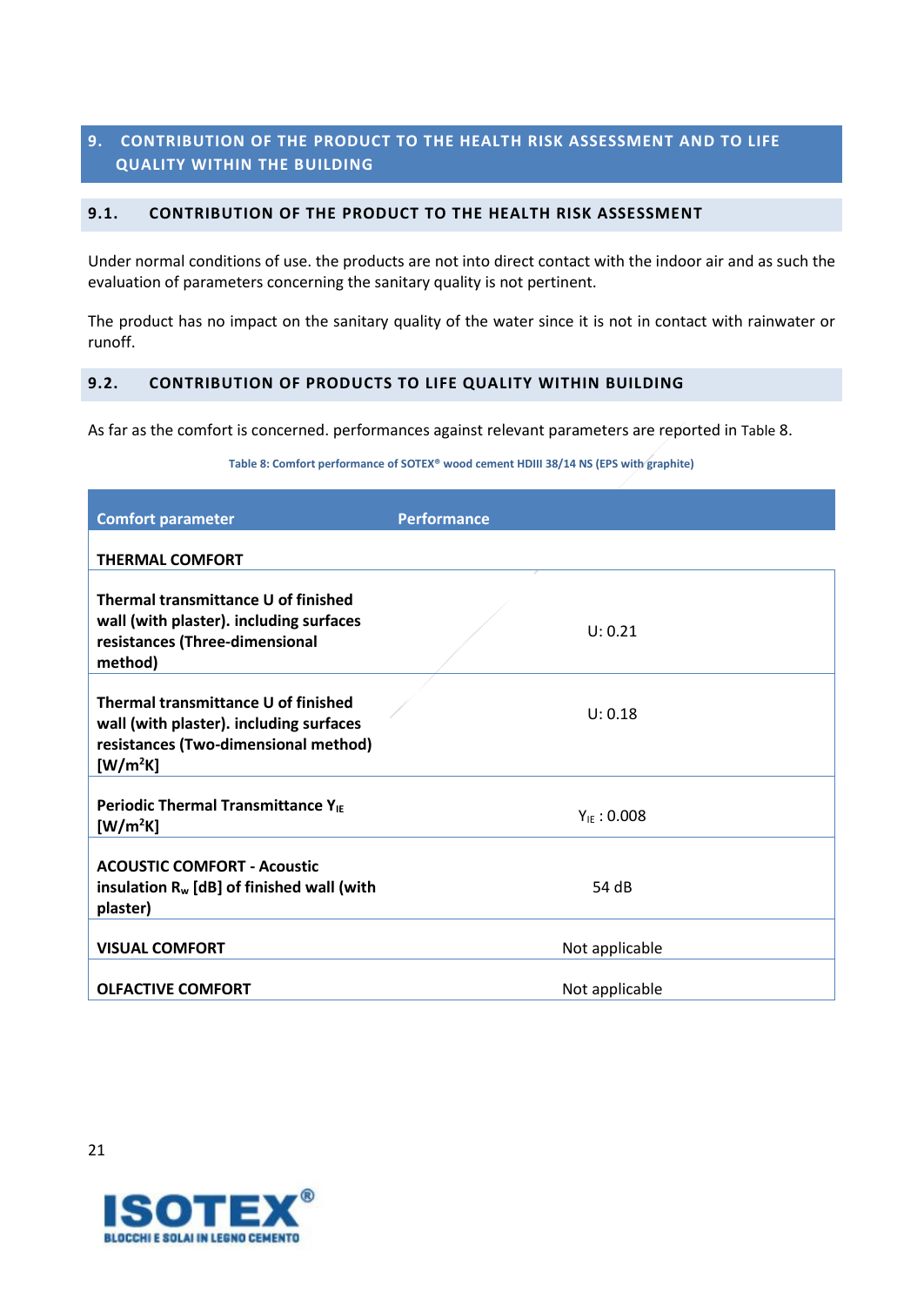## 9. CONTRIBUTION OF THE PRODUCT TO THE HEALTH RISK ASSESSMENT AND TO LIFE QUALITY WITHIN THE BUILDING

### 9.1. CONTRIBUTION OF THE PRODUCT TO THE HEALTH RISK ASSESSMENT

Under normal conditions of use. the products are not into direct contact with the indoor air and as such the evaluation of parameters concerning the sanitary quality is not pertinent.

The product has no impact on the sanitary quality of the water since it is not in contact with rainwater or runoff.

### 9.2. CONTRIBUTION OF PRODUCTS TO LIFE QUALITY WITHIN BUILDING

As far as the comfort is concerned. performances against relevant parameters are reported in Table 8.

Table 8: Comfort performance of SOTEX® wood cement HDIII 38/14 NS (EPS with graphite)

| Comfort parameter | Performance |
|---|---|
| **THERMAL COMFORT** | |
| **Thermal transmittance U of finished wall (with plaster). including surfaces resistances (Three-dimensional method)** | U: 0.21 |
| **Thermal transmittance U of finished wall (with plaster). including surfaces resistances (Two-dimensional method) [W/m²K]** | U: 0.18 |
| **Periodic Thermal Transmittance $Y_{IE}$ [W/m²K]** | $Y_{IE}$ : 0.008 |
| **ACOUSTIC COMFORT - Acoustic insulation $R_w$ [dB] of finished wall (with plaster)** | 54 dB |
| **VISUAL COMFORT** | Not applicable |
| **OLFACTIVE COMFORT** | Not applicable |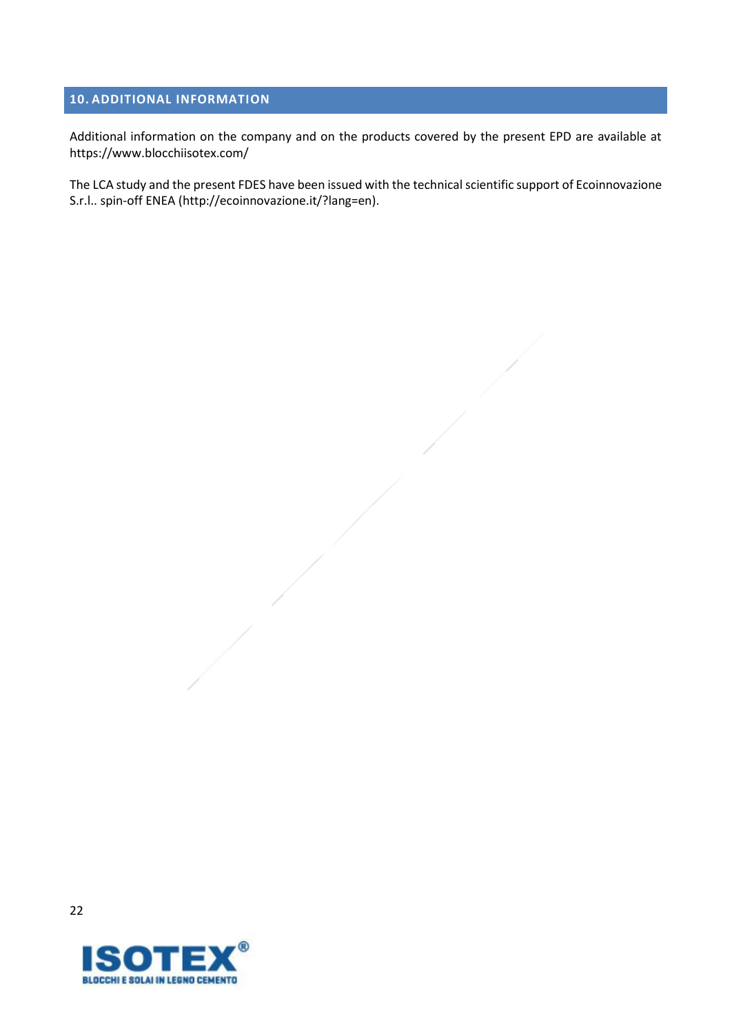## 10. ADDITIONAL INFORMATION

Additional information on the company and on the products covered by the present EPD are available at https://www.blocchiisotex.com/

The LCA study and the present FDES have been issued with the technical scientific support of Ecoinnovazione S.r.l.. spin-off ENEA (http://ecoinnovazione.it/?lang=en).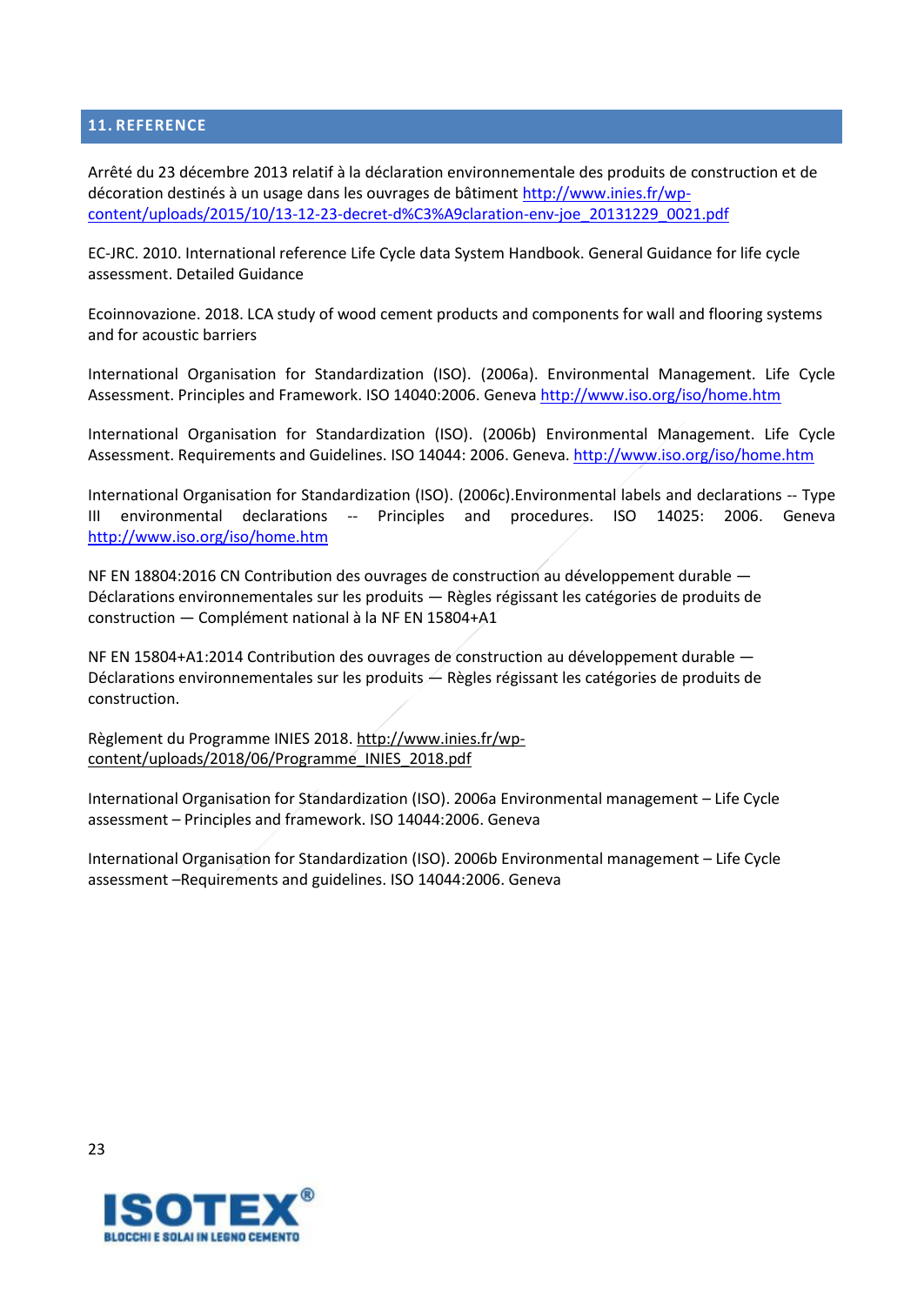## 11. REFERENCE

Arrêté du 23 décembre 2013 relatif à la déclaration environnementale des produits de construction et de décoration destinés à un usage dans les ouvrages de bâtiment http://www.inies.fr/wp-content/uploads/2015/10/13-12-23-decret-d%C3%A9claration-env-joe_20131229_0021.pdf

EC-JRC. 2010. International reference Life Cycle data System Handbook. General Guidance for life cycle assessment. Detailed Guidance

Ecoinnovazione. 2018. LCA study of wood cement products and components for wall and flooring systems and for acoustic barriers

International Organisation for Standardization (ISO). (2006a). Environmental Management. Life Cycle Assessment. Principles and Framework. ISO 14040:2006. Geneva http://www.iso.org/iso/home.htm

International Organisation for Standardization (ISO). (2006b) Environmental Management. Life Cycle Assessment. Requirements and Guidelines. ISO 14044: 2006. Geneva. http://www.iso.org/iso/home.htm

International Organisation for Standardization (ISO). (2006c).Environmental labels and declarations -- Type III environmental declarations -- Principles and procedures. ISO 14025: 2006. Geneva http://www.iso.org/iso/home.htm

NF EN 18804:2016 CN Contribution des ouvrages de construction au développement durable — Déclarations environnementales sur les produits — Règles régissant les catégories de produits de construction — Complément national à la NF EN 15804+A1

NF EN 15804+A1:2014 Contribution des ouvrages de construction au développement durable — Déclarations environnementales sur les produits — Règles régissant les catégories de produits de construction.

Règlement du Programme INIES 2018. http://www.inies.fr/wp-content/uploads/2018/06/Programme_INIES_2018.pdf

International Organisation for Standardization (ISO). 2006a Environmental management – Life Cycle assessment – Principles and framework. ISO 14044:2006. Geneva

International Organisation for Standardization (ISO). 2006b Environmental management – Life Cycle assessment –Requirements and guidelines. ISO 14044:2006. Geneva

ISOTEX®
BLOCCHI E SOLAI IN LEGNO CEMENTO